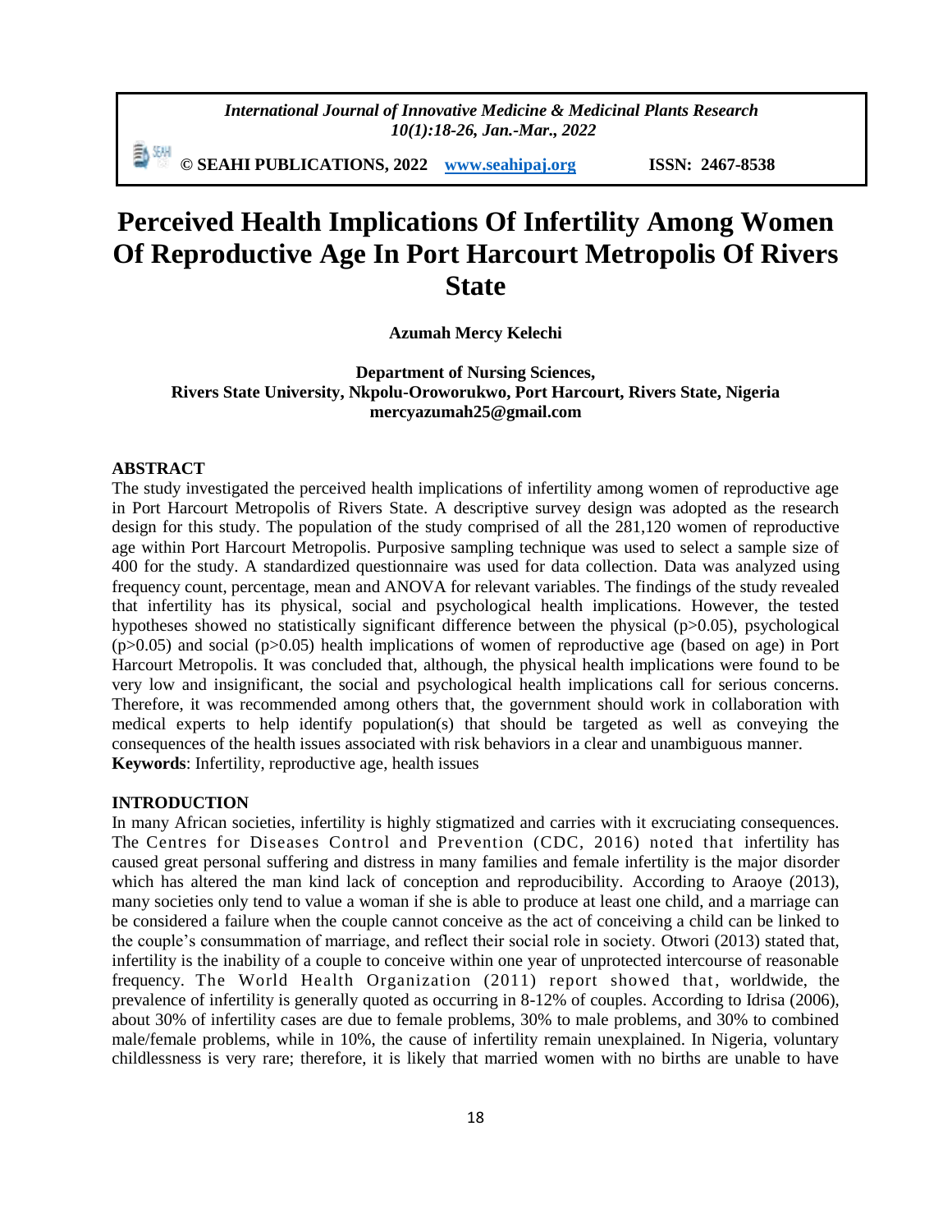# Perceived Health Implications Of Infertility Among Women Of Reproductive Age In Port Harcourt Metropolis Of Rivers State

**Azumah Mercy Kelechi**

**Department of Nursing Sciences,**
**Rivers State University, Nkpolu-Oroworukwo, Port Harcourt, Rivers State, Nigeria**
**mercyazumah25@gmail.com**

## ABSTRACT

The study investigated the perceived health implications of infertility among women of reproductive age in Port Harcourt Metropolis of Rivers State. A descriptive survey design was adopted as the research design for this study. The population of the study comprised of all the 281,120 women of reproductive age within Port Harcourt Metropolis. Purposive sampling technique was used to select a sample size of 400 for the study. A standardized questionnaire was used for data collection. Data was analyzed using frequency count, percentage, mean and ANOVA for relevant variables. The findings of the study revealed that infertility has its physical, social and psychological health implications. However, the tested hypotheses showed no statistically significant difference between the physical ($p>0.05$), psychological ($p>0.05$) and social ($p>0.05$) health implications of women of reproductive age (based on age) in Port Harcourt Metropolis. It was concluded that, although, the physical health implications were found to be very low and insignificant, the social and psychological health implications call for serious concerns. Therefore, it was recommended among others that, the government should work in collaboration with medical experts to help identify population(s) that should be targeted as well as conveying the consequences of the health issues associated with risk behaviors in a clear and unambiguous manner.

**Keywords**: Infertility, reproductive age, health issues

## INTRODUCTION

In many African societies, infertility is highly stigmatized and carries with it excruciating consequences. The Centres for Diseases Control and Prevention (CDC, 2016) noted that infertility has caused great personal suffering and distress in many families and female infertility is the major disorder which has altered the man kind lack of conception and reproducibility. According to Araoye (2013), many societies only tend to value a woman if she is able to produce at least one child, and a marriage can be considered a failure when the couple cannot conceive as the act of conceiving a child can be linked to the couple's consummation of marriage, and reflect their social role in society. Otwori (2013) stated that, infertility is the inability of a couple to conceive within one year of unprotected intercourse of reasonable frequency. The World Health Organization (2011) report showed that, worldwide, the prevalence of infertility is generally quoted as occurring in 8-12% of couples. According to Idrisa (2006), about 30% of infertility cases are due to female problems, 30% to male problems, and 30% to combined male/female problems, while in 10%, the cause of infertility remain unexplained. In Nigeria, voluntary childlessness is very rare; therefore, it is likely that married women with no births are unable to have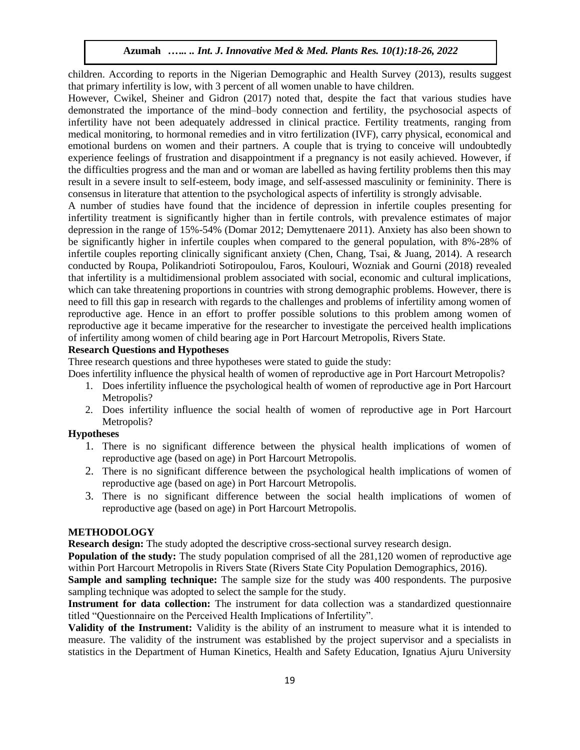children. According to reports in the Nigerian Demographic and Health Survey (2013), results suggest that primary infertility is low, with 3 percent of all women unable to have children.

However, Cwikel, Sheiner and Gidron (2017) noted that, despite the fact that various studies have demonstrated the importance of the mind–body connection and fertility, the psychosocial aspects of infertility have not been adequately addressed in clinical practice. Fertility treatments, ranging from medical monitoring, to hormonal remedies and in vitro fertilization (IVF), carry physical, economical and emotional burdens on women and their partners. A couple that is trying to conceive will undoubtedly experience feelings of frustration and disappointment if a pregnancy is not easily achieved. However, if the difficulties progress and the man and or woman are labelled as having fertility problems then this may result in a severe insult to self-esteem, body image, and self-assessed masculinity or femininity. There is consensus in literature that attention to the psychological aspects of infertility is strongly advisable.

A number of studies have found that the incidence of depression in infertile couples presenting for infertility treatment is significantly higher than in fertile controls, with prevalence estimates of major depression in the range of 15%-54% (Domar 2012; Demyttenaere 2011). Anxiety has also been shown to be significantly higher in infertile couples when compared to the general population, with 8%-28% of infertile couples reporting clinically significant anxiety (Chen, Chang, Tsai, & Juang, 2014). A research conducted by Roupa, Polikandrioti Sotiropoulou, Faros, Koulouri, Wozniak and Gourni (2018) revealed that infertility is a multidimensional problem associated with social, economic and cultural implications, which can take threatening proportions in countries with strong demographic problems. However, there is need to fill this gap in research with regards to the challenges and problems of infertility among women of reproductive age. Hence in an effort to proffer possible solutions to this problem among women of reproductive age it became imperative for the researcher to investigate the perceived health implications of infertility among women of child bearing age in Port Harcourt Metropolis, Rivers State.

**Research Questions and Hypotheses**

Three research questions and three hypotheses were stated to guide the study:

Does infertility influence the physical health of women of reproductive age in Port Harcourt Metropolis?

1. Does infertility influence the psychological health of women of reproductive age in Port Harcourt Metropolis?
2. Does infertility influence the social health of women of reproductive age in Port Harcourt Metropolis?

**Hypotheses**

1. There is no significant difference between the physical health implications of women of reproductive age (based on age) in Port Harcourt Metropolis.
2. There is no significant difference between the psychological health implications of women of reproductive age (based on age) in Port Harcourt Metropolis.
3. There is no significant difference between the social health implications of women of reproductive age (based on age) in Port Harcourt Metropolis.

## METHODOLOGY

**Research design:** The study adopted the descriptive cross-sectional survey research design.

**Population of the study:** The study population comprised of all the 281,120 women of reproductive age within Port Harcourt Metropolis in Rivers State (Rivers State City Population Demographics, 2016).

**Sample and sampling technique:** The sample size for the study was 400 respondents. The purposive sampling technique was adopted to select the sample for the study.

**Instrument for data collection:** The instrument for data collection was a standardized questionnaire titled "Questionnaire on the Perceived Health Implications of Infertility".

**Validity of the Instrument:** Validity is the ability of an instrument to measure what it is intended to measure. The validity of the instrument was established by the project supervisor and a specialists in statistics in the Department of Human Kinetics, Health and Safety Education, Ignatius Ajuru University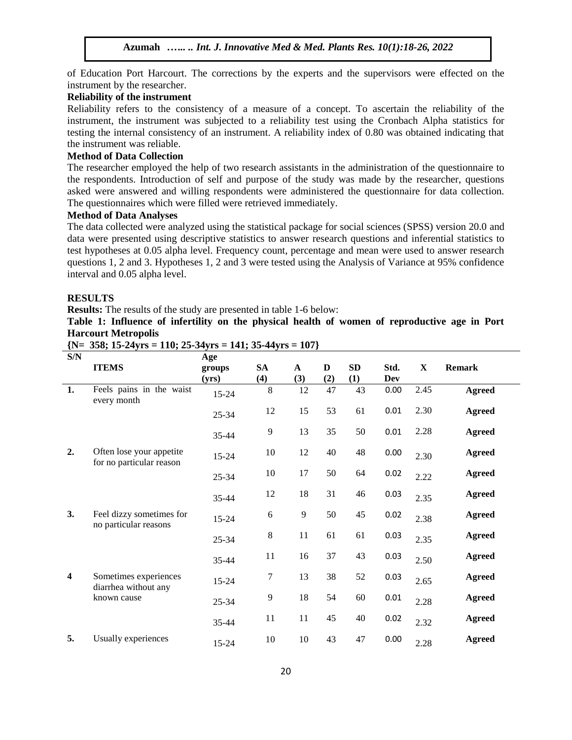of Education Port Harcourt. The corrections by the experts and the supervisors were effected on the instrument by the researcher.

**Reliability of the instrument**

Reliability refers to the consistency of a measure of a concept. To ascertain the reliability of the instrument, the instrument was subjected to a reliability test using the Cronbach Alpha statistics for testing the internal consistency of an instrument. A reliability index of 0.80 was obtained indicating that the instrument was reliable.

**Method of Data Collection**

The researcher employed the help of two research assistants in the administration of the questionnaire to the respondents. Introduction of self and purpose of the study was made by the researcher, questions asked were answered and willing respondents were administered the questionnaire for data collection. The questionnaires which were filled were retrieved immediately.

**Method of Data Analyses**

The data collected were analyzed using the statistical package for social sciences (SPSS) version 20.0 and data were presented using descriptive statistics to answer research questions and inferential statistics to test hypotheses at 0.05 alpha level. Frequency count, percentage and mean were used to answer research questions 1, 2 and 3. Hypotheses 1, 2 and 3 were tested using the Analysis of Variance at 95% confidence interval and 0.05 alpha level.

## RESULTS

**Results:** The results of the study are presented in table 1-6 below:

**Table 1: Influence of infertility on the physical health of women of reproductive age in Port Harcourt Metropolis**

**{N= 358; 15-24yrs = 110; 25-34yrs = 141; 35-44yrs = 107}**

| S/N | ITEMS | Age groups (yrs) | SA (4) | A (3) | D (2) | SD (1) | Std. Dev | X | Remark |
|---|---|---|---|---|---|---|---|---|---|
| 1. | Feels pains in the waist every month | 15-24 | 8 | 12 | 47 | 43 | 0.00 | 2.45 | **Agreed** |
| | | 25-34 | 12 | 15 | 53 | 61 | 0.01 | 2.30 | **Agreed** |
| | | 35-44 | 9 | 13 | 35 | 50 | 0.01 | 2.28 | **Agreed** |
| 2. | Often lose your appetite for no particular reason | 15-24 | 10 | 12 | 40 | 48 | 0.00 | 2.30 | **Agreed** |
| | | 25-34 | 10 | 17 | 50 | 64 | 0.02 | 2.22 | **Agreed** |
| | | 35-44 | 12 | 18 | 31 | 46 | 0.03 | 2.35 | **Agreed** |
| 3. | Feel dizzy sometimes for no particular reasons | 15-24 | 6 | 9 | 50 | 45 | 0.02 | 2.38 | **Agreed** |
| | | 25-34 | 8 | 11 | 61 | 61 | 0.03 | 2.35 | **Agreed** |
| | | 35-44 | 11 | 16 | 37 | 43 | 0.03 | 2.50 | **Agreed** |
| 4 | Sometimes experiences diarrhea without any known cause | 15-24 | 7 | 13 | 38 | 52 | 0.03 | 2.65 | **Agreed** |
| | | 25-34 | 9 | 18 | 54 | 60 | 0.01 | 2.28 | **Agreed** |
| | | 35-44 | 11 | 11 | 45 | 40 | 0.02 | 2.32 | **Agreed** |
| 5. | Usually experiences | 15-24 | 10 | 10 | 43 | 47 | 0.00 | 2.28 | **Agreed** |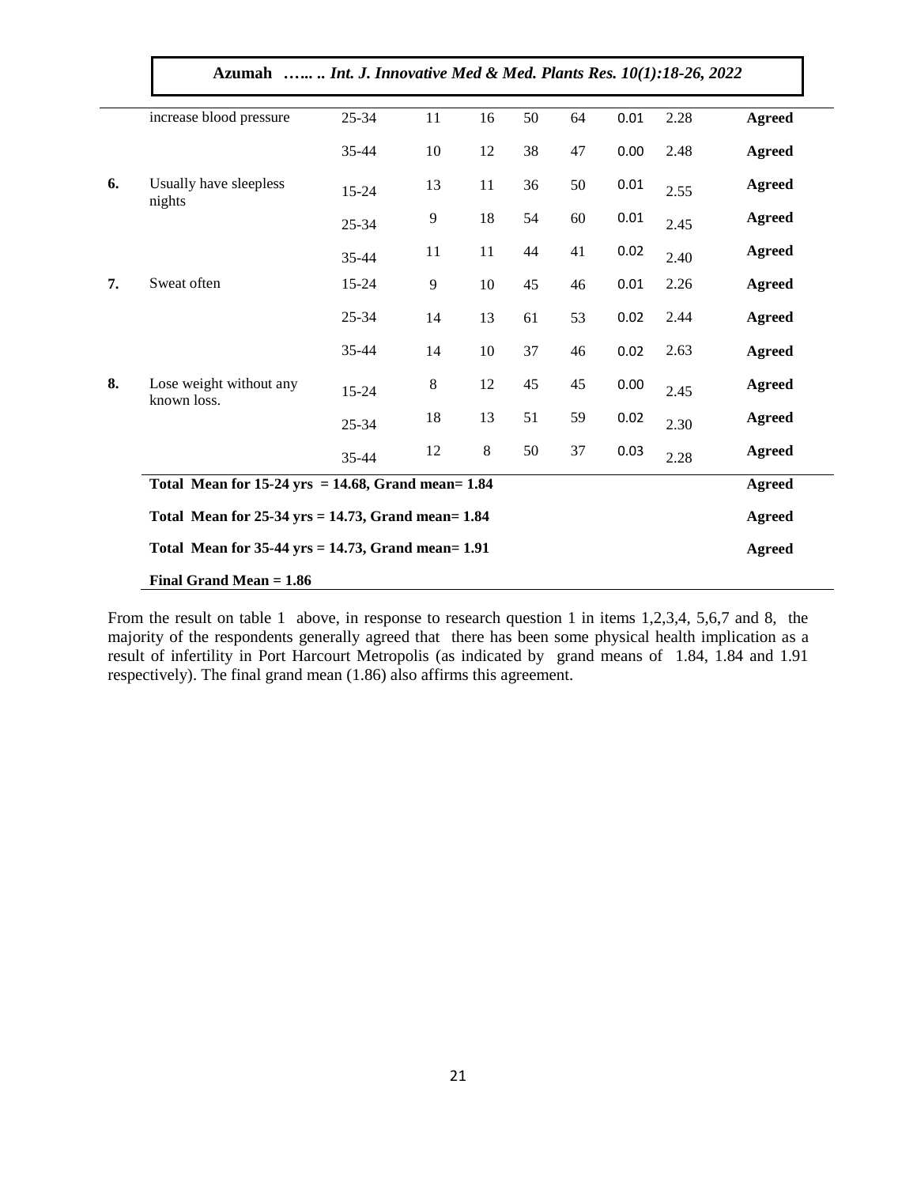| | | | | | | | | | |
|---|---|---|---|---|---|---|---|---|---|
| | increase blood pressure | 25-34 | 11 | 16 | 50 | 64 | 0.01 | 2.28 | **Agreed** |
| | | 35-44 | 10 | 12 | 38 | 47 | 0.00 | 2.48 | **Agreed** |
| **6.** | Usually have sleepless nights | 15-24 | 13 | 11 | 36 | 50 | 0.01 | 2.55 | **Agreed** |
| | | 25-34 | 9 | 18 | 54 | 60 | 0.01 | 2.45 | **Agreed** |
| | | 35-44 | 11 | 11 | 44 | 41 | 0.02 | 2.40 | **Agreed** |
| **7.** | Sweat often | 15-24 | 9 | 10 | 45 | 46 | 0.01 | 2.26 | **Agreed** |
| | | 25-34 | 14 | 13 | 61 | 53 | 0.02 | 2.44 | **Agreed** |
| | | 35-44 | 14 | 10 | 37 | 46 | 0.02 | 2.63 | **Agreed** |
| **8.** | Lose weight without any known loss. | 15-24 | 8 | 12 | 45 | 45 | 0.00 | 2.45 | **Agreed** |
| | | 25-34 | 18 | 13 | 51 | 59 | 0.02 | 2.30 | **Agreed** |
| | | 35-44 | 12 | 8 | 50 | 37 | 0.03 | 2.28 | **Agreed** |
| | **Total Mean for 15-24 yrs = 14.68, Grand mean= 1.84** | | | | | | | | **Agreed** |
| | **Total Mean for 25-34 yrs = 14.73, Grand mean= 1.84** | | | | | | | | **Agreed** |
| | **Total Mean for 35-44 yrs = 14.73, Grand mean= 1.91** | | | | | | | | **Agreed** |
| | **Final Grand Mean = 1.86** | | | | | | | | |

From the result on table 1 above, in response to research question 1 in items 1,2,3,4, 5,6,7 and 8, the majority of the respondents generally agreed that there has been some physical health implication as a result of infertility in Port Harcourt Metropolis (as indicated by grand means of 1.84, 1.84 and 1.91 respectively). The final grand mean (1.86) also affirms this agreement.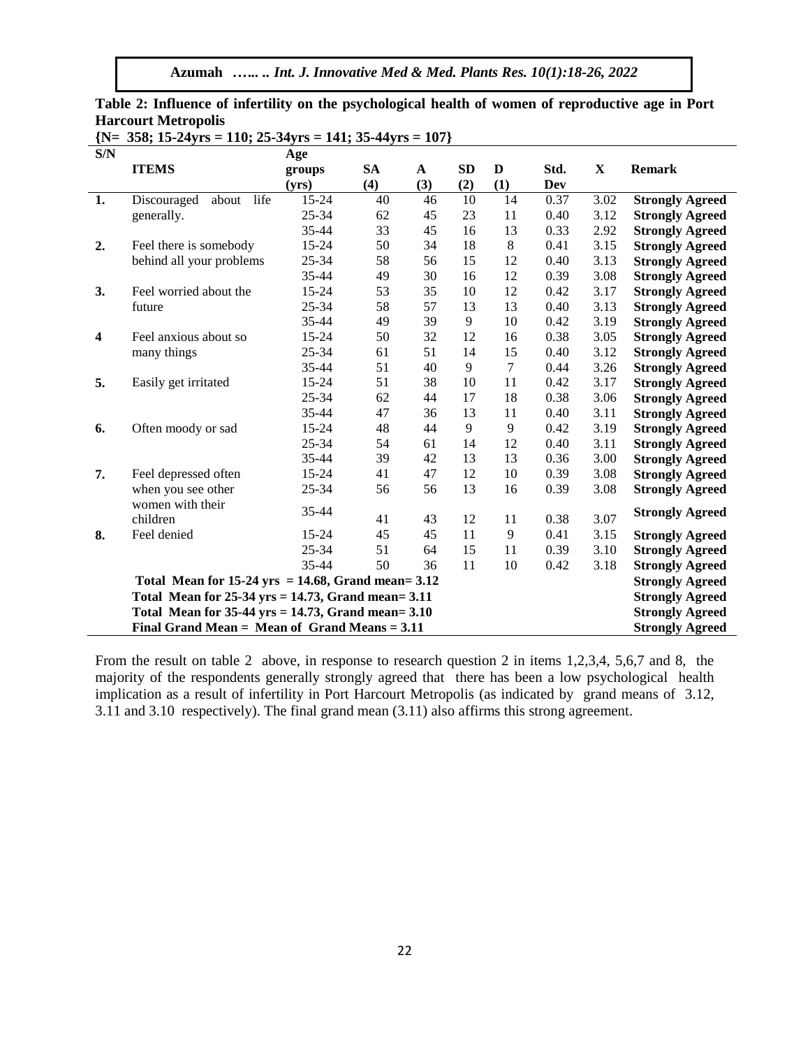**Table 2: Influence of infertility on the psychological health of women of reproductive age in Port Harcourt Metropolis**

**{N= 358; 15-24yrs = 110; 25-34yrs = 141; 35-44yrs = 107}**

| S/N | ITEMS | Age groups (yrs) | SA (4) | A (3) | SD (2) | D (1) | Std. Dev | X | Remark |
|---|---|---|---|---|---|---|---|---|---|
| 1. | Discouraged about life generally. | 15-24 | 40 | 46 | 10 | 14 | 0.37 | 3.02 | **Strongly Agreed** |
| | | 25-34 | 62 | 45 | 23 | 11 | 0.40 | 3.12 | **Strongly Agreed** |
| | | 35-44 | 33 | 45 | 16 | 13 | 0.33 | 2.92 | **Strongly Agreed** |
| 2. | Feel there is somebody behind all your problems | 15-24 | 50 | 34 | 18 | 8 | 0.41 | 3.15 | **Strongly Agreed** |
| | | 25-34 | 58 | 56 | 15 | 12 | 0.40 | 3.13 | **Strongly Agreed** |
| | | 35-44 | 49 | 30 | 16 | 12 | 0.39 | 3.08 | **Strongly Agreed** |
| 3. | Feel worried about the future | 15-24 | 53 | 35 | 10 | 12 | 0.42 | 3.17 | **Strongly Agreed** |
| | | 25-34 | 58 | 57 | 13 | 13 | 0.40 | 3.13 | **Strongly Agreed** |
| | | 35-44 | 49 | 39 | 9 | 10 | 0.42 | 3.19 | **Strongly Agreed** |
| 4 | Feel anxious about so many things | 15-24 | 50 | 32 | 12 | 16 | 0.38 | 3.05 | **Strongly Agreed** |
| | | 25-34 | 61 | 51 | 14 | 15 | 0.40 | 3.12 | **Strongly Agreed** |
| | | 35-44 | 51 | 40 | 9 | 7 | 0.44 | 3.26 | **Strongly Agreed** |
| 5. | Easily get irritated | 15-24 | 51 | 38 | 10 | 11 | 0.42 | 3.17 | **Strongly Agreed** |
| | | 25-34 | 62 | 44 | 17 | 18 | 0.38 | 3.06 | **Strongly Agreed** |
| | | 35-44 | 47 | 36 | 13 | 11 | 0.40 | 3.11 | **Strongly Agreed** |
| 6. | Often moody or sad | 15-24 | 48 | 44 | 9 | 9 | 0.42 | 3.19 | **Strongly Agreed** |
| | | 25-34 | 54 | 61 | 14 | 12 | 0.40 | 3.11 | **Strongly Agreed** |
| | | 35-44 | 39 | 42 | 13 | 13 | 0.36 | 3.00 | **Strongly Agreed** |
| 7. | Feel depressed often when you see other women with their children | 15-24 | 41 | 47 | 12 | 10 | 0.39 | 3.08 | **Strongly Agreed** |
| | | 25-34 | 56 | 56 | 13 | 16 | 0.39 | 3.08 | **Strongly Agreed** |
| | | 35-44 | 41 | 43 | 12 | 11 | 0.38 | 3.07 | **Strongly Agreed** |
| 8. | Feel denied | 15-24 | 45 | 45 | 11 | 9 | 0.41 | 3.15 | **Strongly Agreed** |
| | | 25-34 | 51 | 64 | 15 | 11 | 0.39 | 3.10 | **Strongly Agreed** |
| | | 35-44 | 50 | 36 | 11 | 10 | 0.42 | 3.18 | **Strongly Agreed** |
| | **Total Mean for 15-24 yrs = 14.68, Grand mean= 3.12** | | | | | | | | **Strongly Agreed** |
| | **Total Mean for 25-34 yrs = 14.73, Grand mean= 3.11** | | | | | | | | **Strongly Agreed** |
| | **Total Mean for 35-44 yrs = 14.73, Grand mean= 3.10** | | | | | | | | **Strongly Agreed** |
| | **Final Grand Mean = Mean of Grand Means = 3.11** | | | | | | | | **Strongly Agreed** |

From the result on table 2 above, in response to research question 2 in items 1,2,3,4, 5,6,7 and 8, the majority of the respondents generally strongly agreed that there has been a low psychological health implication as a result of infertility in Port Harcourt Metropolis (as indicated by grand means of 3.12, 3.11 and 3.10 respectively). The final grand mean (3.11) also affirms this strong agreement.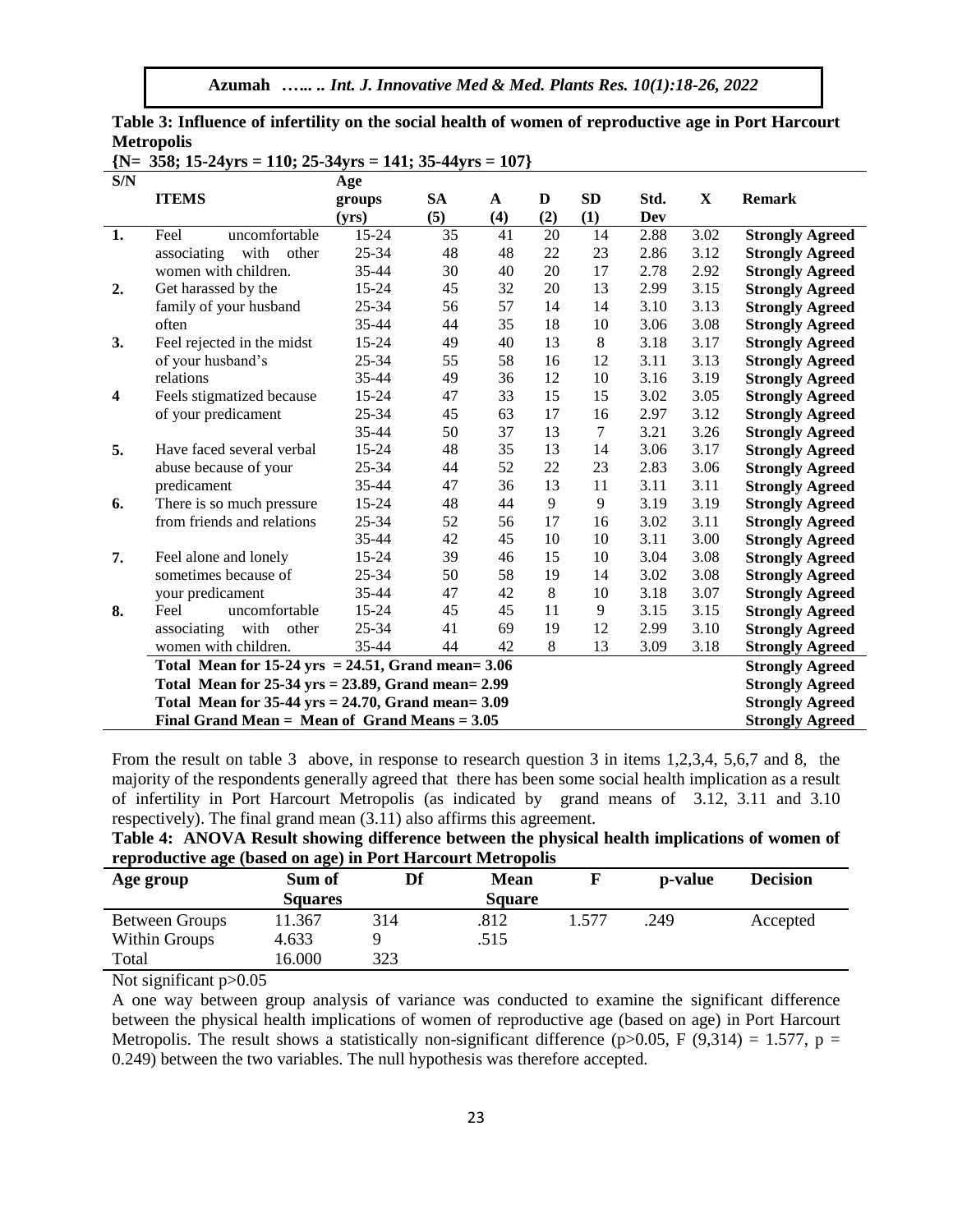**Table 3: Influence of infertility on the social health of women of reproductive age in Port Harcourt Metropolis**

**{N= 358; 15-24yrs = 110; 25-34yrs = 141; 35-44yrs = 107}**

| S/N | ITEMS | Age groups (yrs) | SA (5) | A (4) | D (2) | SD (1) | Std. Dev | X | Remark |
|---|---|---|---|---|---|---|---|---|---|
| 1. | Feel uncomfortable | 15-24 | 35 | 41 | 20 | 14 | 2.88 | 3.02 | Strongly Agreed |
| | associating with other | 25-34 | 48 | 48 | 22 | 23 | 2.86 | 3.12 | Strongly Agreed |
| | women with children. | 35-44 | 30 | 40 | 20 | 17 | 2.78 | 2.92 | Strongly Agreed |
| 2. | Get harassed by the | 15-24 | 45 | 32 | 20 | 13 | 2.99 | 3.15 | Strongly Agreed |
| | family of your husband | 25-34 | 56 | 57 | 14 | 14 | 3.10 | 3.13 | Strongly Agreed |
| | often | 35-44 | 44 | 35 | 18 | 10 | 3.06 | 3.08 | Strongly Agreed |
| 3. | Feel rejected in the midst | 15-24 | 49 | 40 | 13 | 8 | 3.18 | 3.17 | Strongly Agreed |
| | of your husband's | 25-34 | 55 | 58 | 16 | 12 | 3.11 | 3.13 | Strongly Agreed |
| | relations | 35-44 | 49 | 36 | 12 | 10 | 3.16 | 3.19 | Strongly Agreed |
| 4 | Feels stigmatized because | 15-24 | 47 | 33 | 15 | 15 | 3.02 | 3.05 | Strongly Agreed |
| | of your predicament | 25-34 | 45 | 63 | 17 | 16 | 2.97 | 3.12 | Strongly Agreed |
| | | 35-44 | 50 | 37 | 13 | 7 | 3.21 | 3.26 | Strongly Agreed |
| 5. | Have faced several verbal | 15-24 | 48 | 35 | 13 | 14 | 3.06 | 3.17 | Strongly Agreed |
| | abuse because of your | 25-34 | 44 | 52 | 22 | 23 | 2.83 | 3.06 | Strongly Agreed |
| | predicament | 35-44 | 47 | 36 | 13 | 11 | 3.11 | 3.11 | Strongly Agreed |
| 6. | There is so much pressure | 15-24 | 48 | 44 | 9 | 9 | 3.19 | 3.19 | Strongly Agreed |
| | from friends and relations | 25-34 | 52 | 56 | 17 | 16 | 3.02 | 3.11 | Strongly Agreed |
| | | 35-44 | 42 | 45 | 10 | 10 | 3.11 | 3.00 | Strongly Agreed |
| 7. | Feel alone and lonely | 15-24 | 39 | 46 | 15 | 10 | 3.04 | 3.08 | Strongly Agreed |
| | sometimes because of | 25-34 | 50 | 58 | 19 | 14 | 3.02 | 3.08 | Strongly Agreed |
| | your predicament | 35-44 | 47 | 42 | 8 | 10 | 3.18 | 3.07 | Strongly Agreed |
| 8. | Feel uncomfortable | 15-24 | 45 | 45 | 11 | 9 | 3.15 | 3.15 | Strongly Agreed |
| | associating with other | 25-34 | 41 | 69 | 19 | 12 | 2.99 | 3.10 | Strongly Agreed |
| | women with children. | 35-44 | 44 | 42 | 8 | 13 | 3.09 | 3.18 | Strongly Agreed |
| | **Total Mean for 15-24 yrs = 24.51, Grand mean= 3.06** | | | | | | | | **Strongly Agreed** |
| | **Total Mean for 25-34 yrs = 23.89, Grand mean= 2.99** | | | | | | | | **Strongly Agreed** |
| | **Total Mean for 35-44 yrs = 24.70, Grand mean= 3.09** | | | | | | | | **Strongly Agreed** |
| | **Final Grand Mean = Mean of Grand Means = 3.05** | | | | | | | | **Strongly Agreed** |

From the result on table 3 above, in response to research question 3 in items 1,2,3,4, 5,6,7 and 8, the majority of the respondents generally agreed that there has been some social health implication as a result of infertility in Port Harcourt Metropolis (as indicated by grand means of 3.12, 3.11 and 3.10 respectively). The final grand mean (3.11) also affirms this agreement.

**Table 4: ANOVA Result showing difference between the physical health implications of women of reproductive age (based on age) in Port Harcourt Metropolis**

| Age group | Sum of Squares | Df | Mean Square | F | p-value | Decision |
|---|---|---|---|---|---|---|
| Between Groups | 11.367 | 314 | .812 | 1.577 | .249 | Accepted |
| Within Groups | 4.633 | 9 | .515 | | | |
| Total | 16.000 | 323 | | | | |

Not significant $p>0.05$

A one way between group analysis of variance was conducted to examine the significant difference between the physical health implications of women of reproductive age (based on age) in Port Harcourt Metropolis. The result shows a statistically non-significant difference ($p>0.05$, $F(9,314) = 1.577$, $p = 0.249$) between the two variables. The null hypothesis was therefore accepted.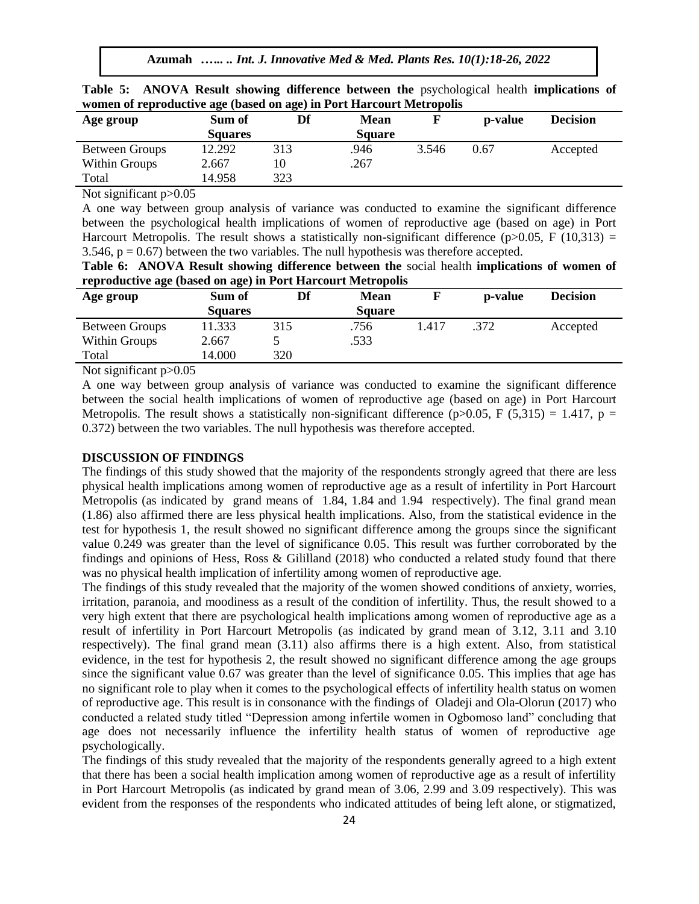**Table 5: ANOVA Result showing difference between the** psychological health **implications of women of reproductive age (based on age) in Port Harcourt Metropolis**

| Age group | Sum of Squares | Df | Mean Square | F | p-value | Decision |
|---|---|---|---|---|---|---|
| Between Groups | 12.292 | 313 | .946 | 3.546 | 0.67 | Accepted |
| Within Groups | 2.667 | 10 | .267 | | | |
| Total | 14.958 | 323 | | | | |

Not significant $p>0.05$

A one way between group analysis of variance was conducted to examine the significant difference between the psychological health implications of women of reproductive age (based on age) in Port Harcourt Metropolis. The result shows a statistically non-significant difference ($p>0.05$, $F(10,313) = 3.546$, $p = 0.67$) between the two variables. The null hypothesis was therefore accepted.

**Table 6: ANOVA Result showing difference between the** social health **implications of women of reproductive age (based on age) in Port Harcourt Metropolis**

| Age group | Sum of Squares | Df | Mean Square | F | p-value | Decision |
|---|---|---|---|---|---|---|
| Between Groups | 11.333 | 315 | .756 | 1.417 | .372 | Accepted |
| Within Groups | 2.667 | 5 | .533 | | | |
| Total | 14.000 | 320 | | | | |

Not significant $p>0.05$

A one way between group analysis of variance was conducted to examine the significant difference between the social health implications of women of reproductive age (based on age) in Port Harcourt Metropolis. The result shows a statistically non-significant difference ($p>0.05$, $F(5,315) = 1.417$, $p = 0.372$) between the two variables. The null hypothesis was therefore accepted.

## DISCUSSION OF FINDINGS

The findings of this study showed that the majority of the respondents strongly agreed that there are less physical health implications among women of reproductive age as a result of infertility in Port Harcourt Metropolis (as indicated by grand means of 1.84, 1.84 and 1.94 respectively). The final grand mean (1.86) also affirmed there are less physical health implications. Also, from the statistical evidence in the test for hypothesis 1, the result showed no significant difference among the groups since the significant value 0.249 was greater than the level of significance 0.05. This result was further corroborated by the findings and opinions of Hess, Ross & Gililland (2018) who conducted a related study found that there was no physical health implication of infertility among women of reproductive age.

The findings of this study revealed that the majority of the women showed conditions of anxiety, worries, irritation, paranoia, and moodiness as a result of the condition of infertility. Thus, the result showed to a very high extent that there are psychological health implications among women of reproductive age as a result of infertility in Port Harcourt Metropolis (as indicated by grand mean of 3.12, 3.11 and 3.10 respectively). The final grand mean (3.11) also affirms there is a high extent. Also, from statistical evidence, in the test for hypothesis 2, the result showed no significant difference among the age groups since the significant value 0.67 was greater than the level of significance 0.05. This implies that age has no significant role to play when it comes to the psychological effects of infertility health status on women of reproductive age. This result is in consonance with the findings of Oladeji and Ola-Olorun (2017) who conducted a related study titled "Depression among infertile women in Ogbomoso land" concluding that age does not necessarily influence the infertility health status of women of reproductive age psychologically.

The findings of this study revealed that the majority of the respondents generally agreed to a high extent that there has been a social health implication among women of reproductive age as a result of infertility in Port Harcourt Metropolis (as indicated by grand mean of 3.06, 2.99 and 3.09 respectively). This was evident from the responses of the respondents who indicated attitudes of being left alone, or stigmatized,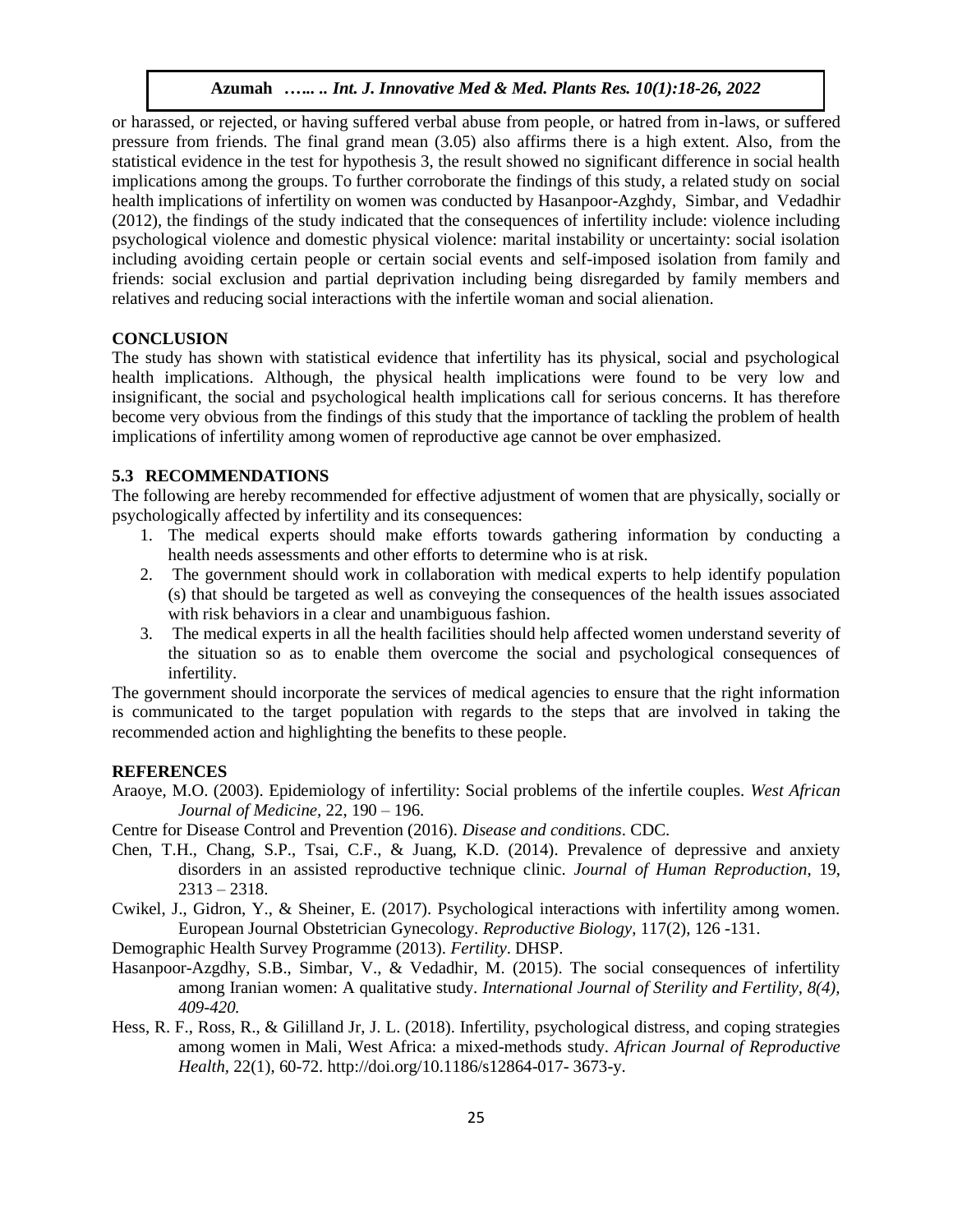or harassed, or rejected, or having suffered verbal abuse from people, or hatred from in-laws, or suffered pressure from friends. The final grand mean (3.05) also affirms there is a high extent. Also, from the statistical evidence in the test for hypothesis 3, the result showed no significant difference in social health implications among the groups. To further corroborate the findings of this study, a related study on social health implications of infertility on women was conducted by Hasanpoor-Azghdy, Simbar, and Vedadhir (2012), the findings of the study indicated that the consequences of infertility include: violence including psychological violence and domestic physical violence: marital instability or uncertainty: social isolation including avoiding certain people or certain social events and self-imposed isolation from family and friends: social exclusion and partial deprivation including being disregarded by family members and relatives and reducing social interactions with the infertile woman and social alienation.

## CONCLUSION

The study has shown with statistical evidence that infertility has its physical, social and psychological health implications. Although, the physical health implications were found to be very low and insignificant, the social and psychological health implications call for serious concerns. It has therefore become very obvious from the findings of this study that the importance of tackling the problem of health implications of infertility among women of reproductive age cannot be over emphasized.

## 5.3 RECOMMENDATIONS

The following are hereby recommended for effective adjustment of women that are physically, socially or psychologically affected by infertility and its consequences:

1. The medical experts should make efforts towards gathering information by conducting a health needs assessments and other efforts to determine who is at risk.
2. The government should work in collaboration with medical experts to help identify population (s) that should be targeted as well as conveying the consequences of the health issues associated with risk behaviors in a clear and unambiguous fashion.
3. The medical experts in all the health facilities should help affected women understand severity of the situation so as to enable them overcome the social and psychological consequences of infertility.

The government should incorporate the services of medical agencies to ensure that the right information is communicated to the target population with regards to the steps that are involved in taking the recommended action and highlighting the benefits to these people.

## REFERENCES

Araoye, M.O. (2003). Epidemiology of infertility: Social problems of the infertile couples. *West African Journal of Medicine,* 22, 190 – 196.

Centre for Disease Control and Prevention (2016). *Disease and conditions*. CDC.

Chen, T.H., Chang, S.P., Tsai, C.F., & Juang, K.D. (2014). Prevalence of depressive and anxiety disorders in an assisted reproductive technique clinic. *Journal of Human Reproduction*, 19, 2313 – 2318.

Cwikel, J., Gidron, Y., & Sheiner, E. (2017). Psychological interactions with infertility among women. European Journal Obstetrician Gynecology. *Reproductive Biology*, 117(2), 126 -131.

Demographic Health Survey Programme (2013). *Fertility*. DHSP.

Hasanpoor-Azgdhy, S.B., Simbar, V., & Vedadhir, M. (2015). The social consequences of infertility among Iranian women: A qualitative study. *International Journal of Sterility and Fertility, 8(4), 409-420.*

Hess, R. F., Ross, R., & Gililland Jr, J. L. (2018). Infertility, psychological distress, and coping strategies among women in Mali, West Africa: a mixed-methods study. *African Journal of Reproductive Health*, 22(1), 60-72. http://doi.org/10.1186/s12864-017- 3673-y.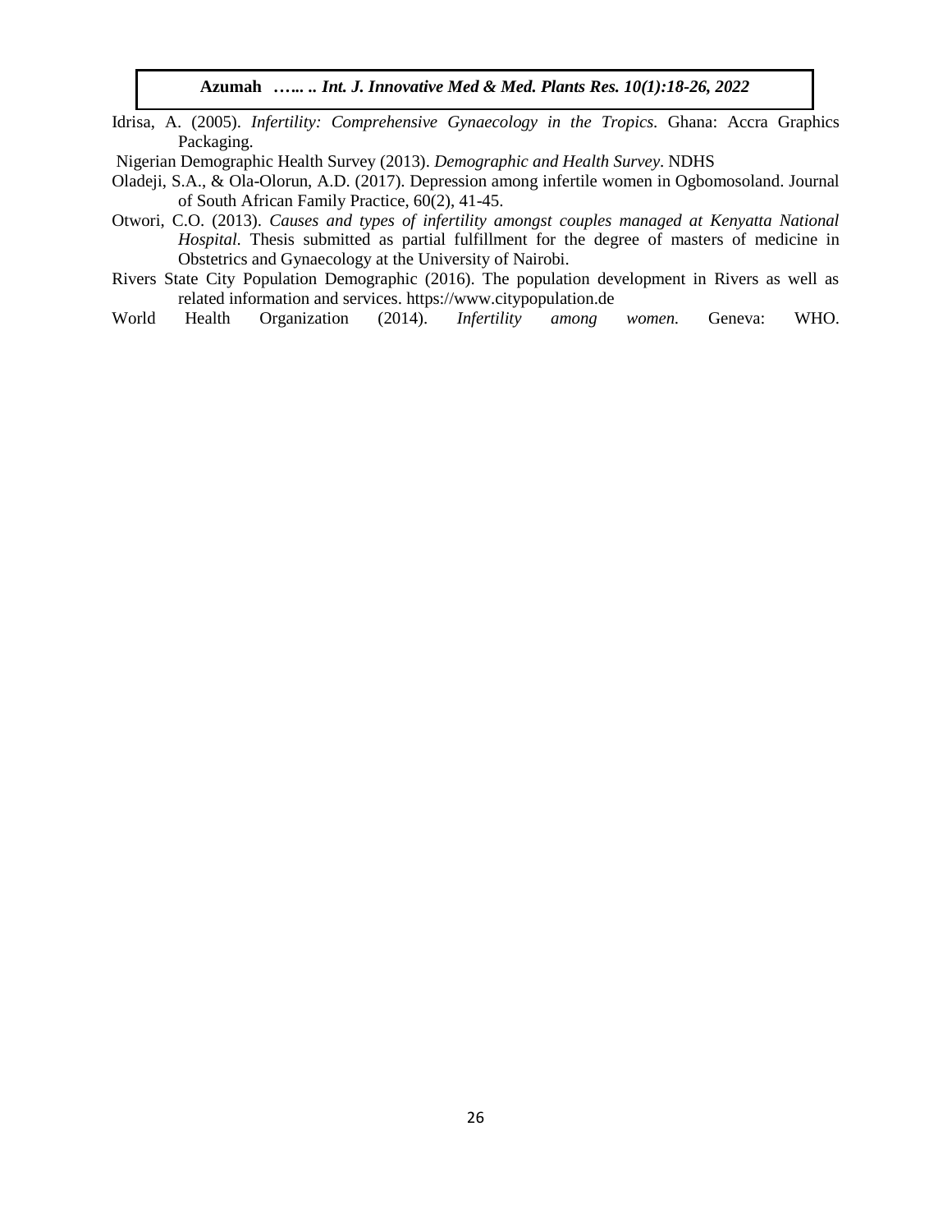Idrisa, A. (2005). *Infertility: Comprehensive Gynaecology in the Tropics*. Ghana: Accra Graphics Packaging.

Nigerian Demographic Health Survey (2013). *Demographic and Health Survey*. NDHS

Oladeji, S.A., & Ola-Olorun, A.D. (2017). Depression among infertile women in Ogbomosoland. Journal of South African Family Practice, 60(2), 41-45.

Otwori, C.O. (2013). *Causes and types of infertility amongst couples managed at Kenyatta National Hospital.* Thesis submitted as partial fulfillment for the degree of masters of medicine in Obstetrics and Gynaecology at the University of Nairobi.

Rivers State City Population Demographic (2016). The population development in Rivers as well as related information and services. https://www.citypopulation.de

World Health Organization (2014). *Infertility among women.* Geneva: WHO.